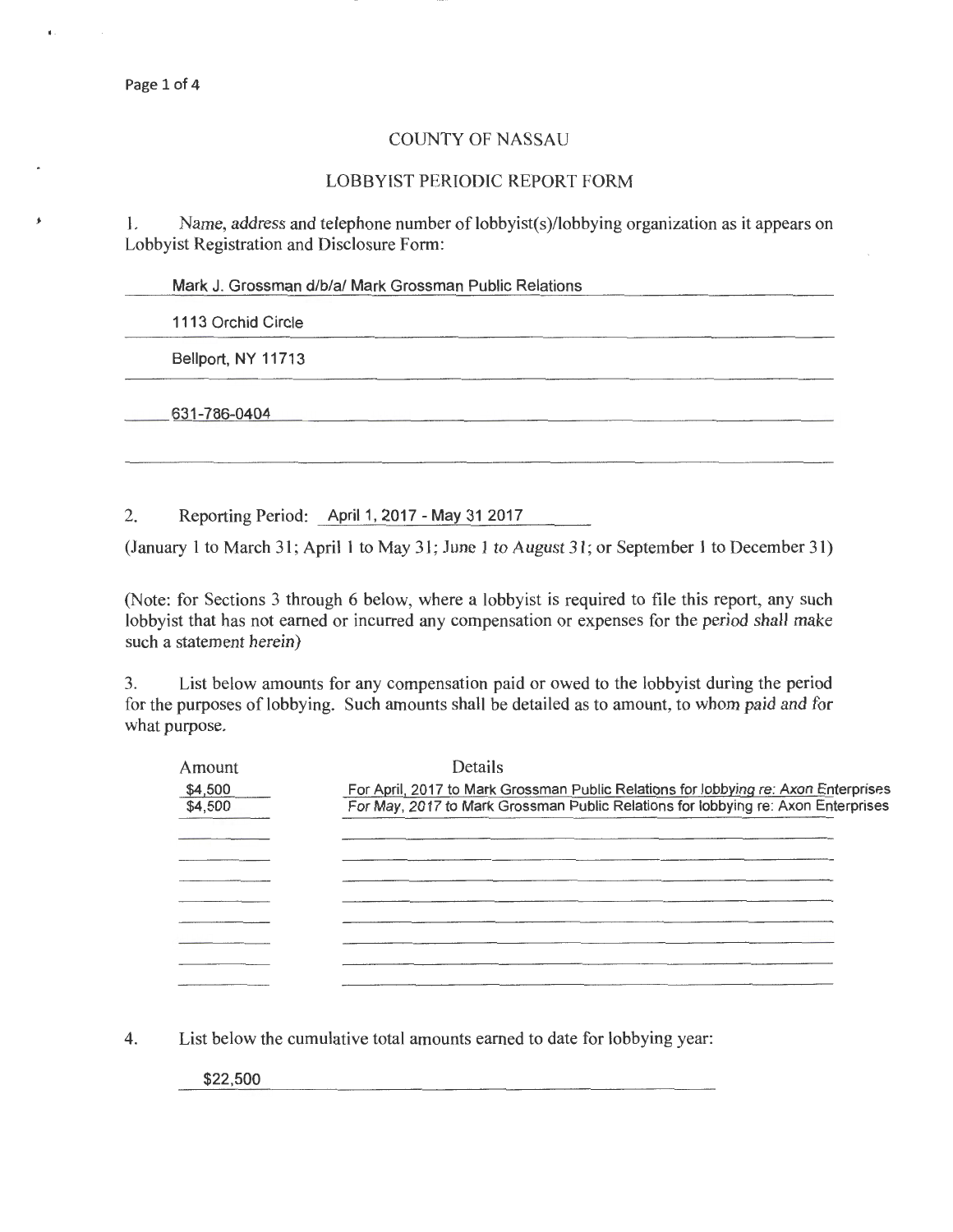# COUNTY OF NASSAU

## LOBBYIST PERIODIC REPORT FORM

1. Name, address and telephone number of lobbyist(s)/lobbying organization as it appears on Lobbyist Registration and Disclosure Form:

Mark J. Grossman d/b/a/ Mark Grossman Public Relations

1113 Orchid Circle

Bellport, NY 11713

631-786-0404

2. Reporting Period: April 1, 2017 - May 31 2017

(January 1 to March 31; April 1 to May 31; June 1 to August 31; or September 1 to December 31)

(Note: for Sections 3 through 6 below, where a lobbyist is required to file this report, any such lobbyist that has not earned or incurred any compensation or expenses for the period shall make such a statement herein)

3. List below amounts for any compensation paid or owed to the lobbyist during the period for the purposes of lobbying. Such amounts shall be detailed as to amount, to whom paid and for what purpose.

| Amount | Details |
| --- | --- |
| $4,500 | For April, 2017 to Mark Grossman Public Relations for lobbying re: Axon Enterprises |
| $4,500 | For May, 2017 to Mark Grossman Public Relations for lobbying re: Axon Enterprises |

4. List below the cumulative total amounts earned to date for lobbying year:

$22,500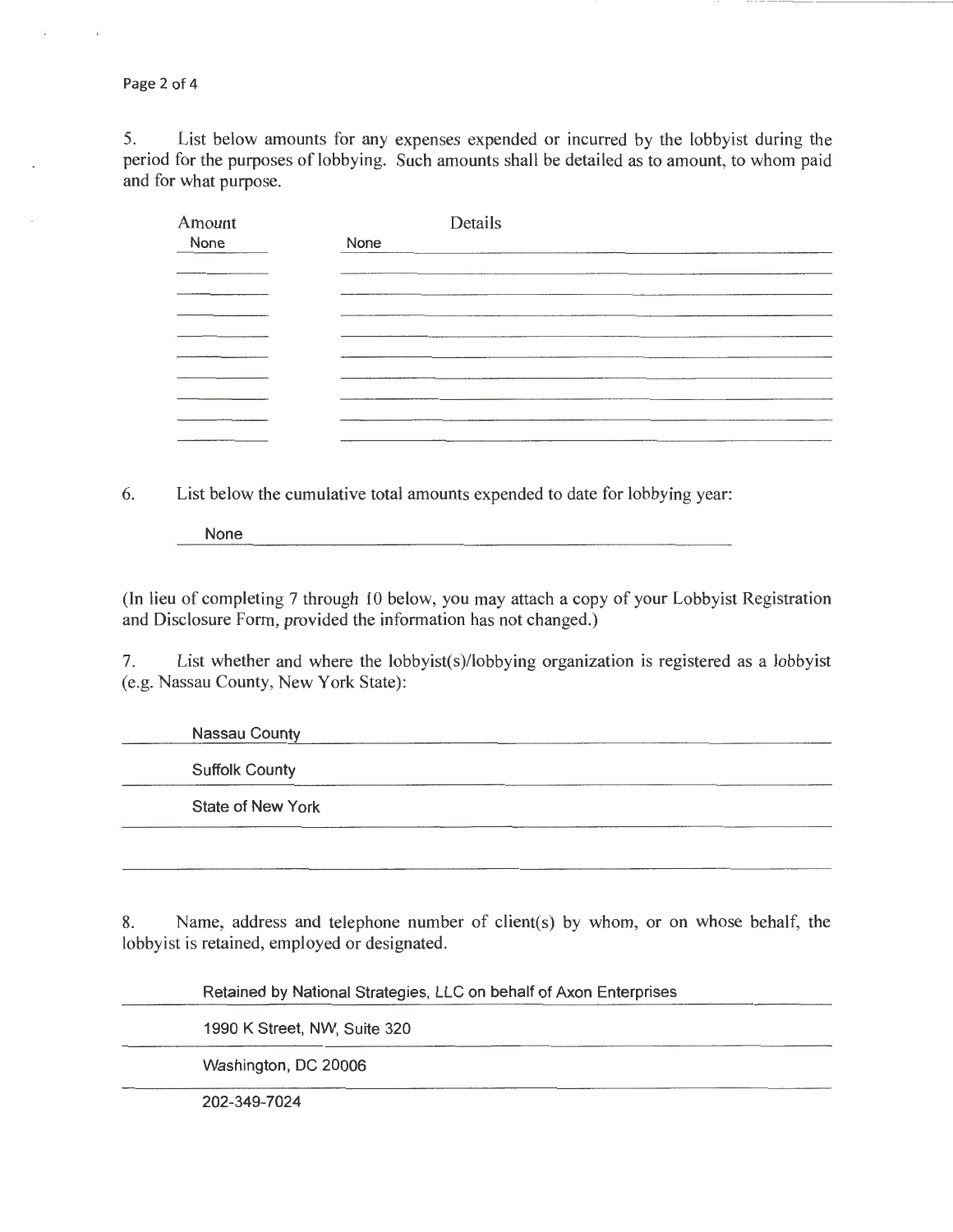5. List below amounts for any expenses expended or incurred by the lobbyist during the period for the purposes of lobbying. Such amounts shall be detailed as to amount, to whom paid and for what purpose.

| Amount | Details |
| --- | --- |
| None | None |

6. List below the cumulative total amounts expended to date for lobbying year:

None

(In lieu of completing 7 through 10 below, you may attach a copy of your Lobbyist Registration and Disclosure Form, provided the information has not changed.)

7. List whether and where the lobbyist(s)/lobbying organization is registered as a lobbyist (e.g. Nassau County, New York State):

Nassau County

Suffolk County

State of New York

8. Name, address and telephone number of client(s) by whom, or on whose behalf, the lobbyist is retained, employed or designated.

Retained by National Strategies, LLC on behalf of Axon Enterprises

1990 K Street, NW, Suite 320

Washington, DC 20006

202-349-7024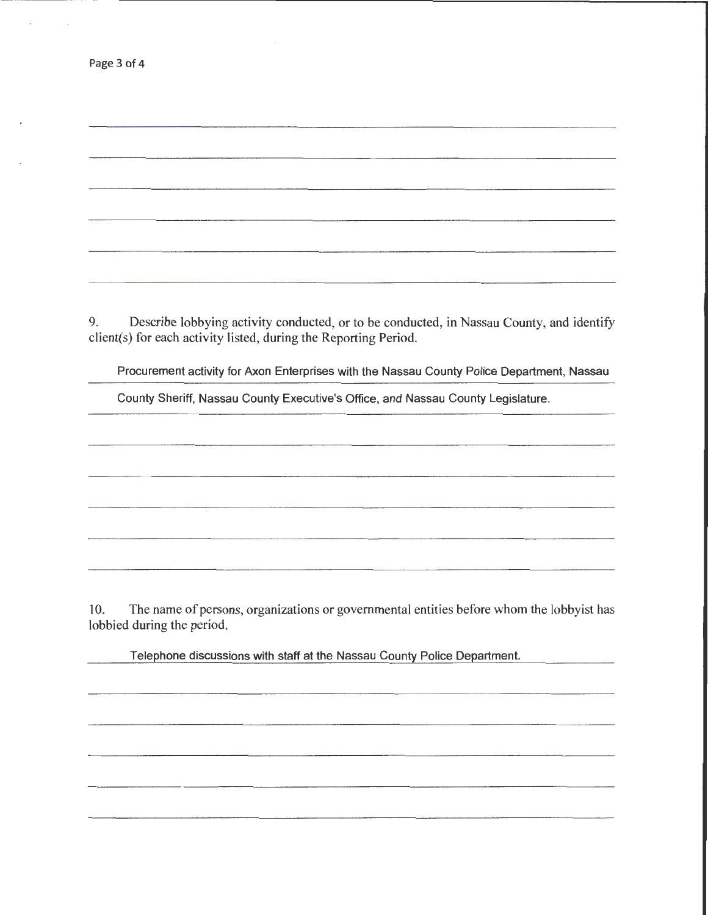9. Describe lobbying activity conducted, or to be conducted, in Nassau County, and identify client(s) for each activity listed, during the Reporting Period.

Procurement activity for Axon Enterprises with the Nassau County Police Department, Nassau County Sheriff, Nassau County Executive's Office, and Nassau County Legislature.

10. The name of persons, organizations or governmental entities before whom the lobbyist has lobbied during the period.

Telephone discussions with staff at the Nassau County Police Department.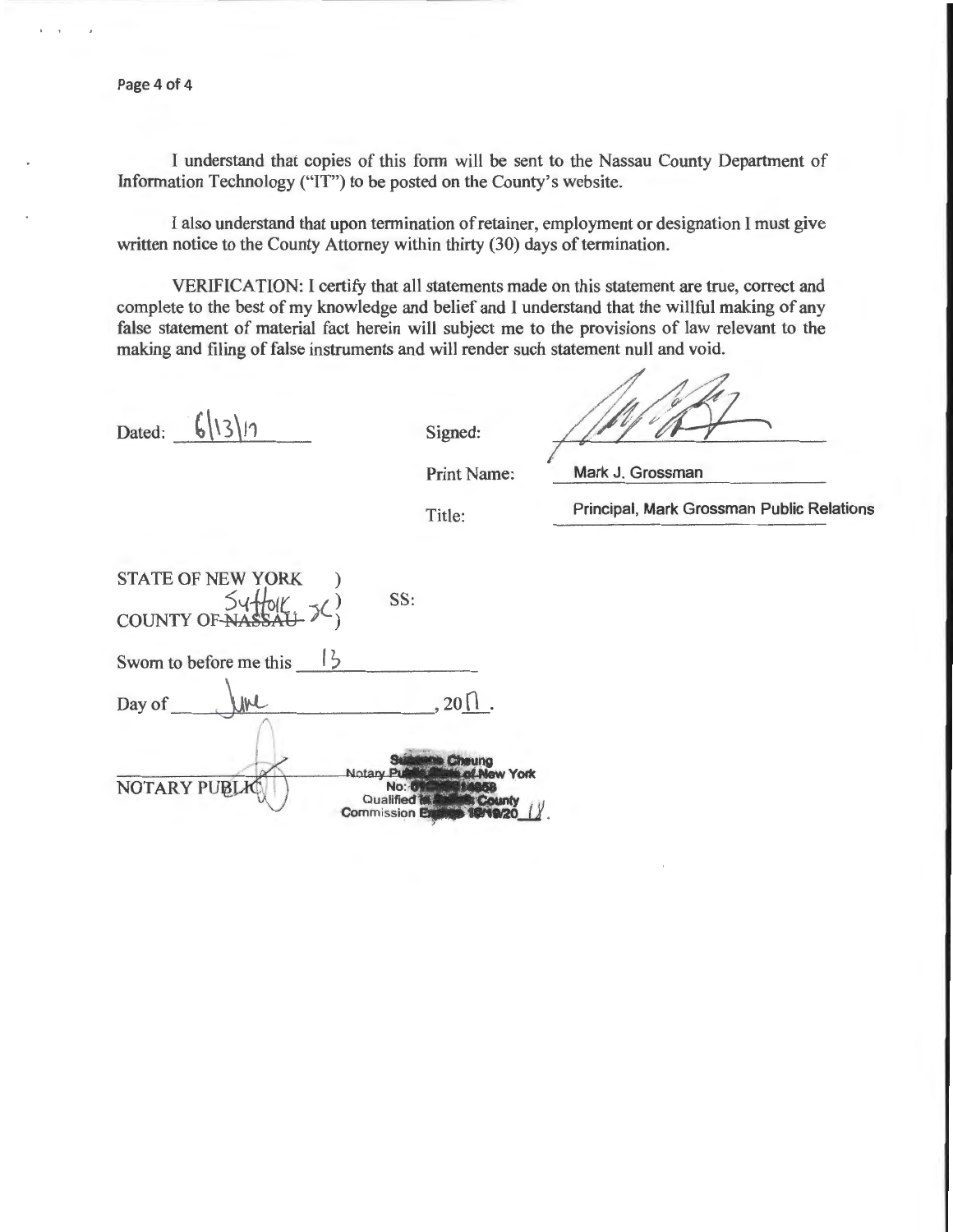I understand that copies of this form will be sent to the Nassau County Department of Information Technology ("IT") to be posted on the County's website.

I also understand that upon termination of retainer, employment or designation I must give written notice to the County Attorney within thirty (30) days of termination.

VERIFICATION: I certify that all statements made on this statement are true, correct and complete to the best of my knowledge and belief and I understand that the willful making of any false statement of material fact herein will subject me to the provisions of law relevant to the making and filing of false instruments and will render such statement null and void.

Dated: 6/13/17

Signed:

Print Name: Mark J. Grossman

Title: Principal, Mark Grossman Public Relations

STATE OF NEW YORK )
COUNTY OF ~~NASSAU~~ Suffolk SC ) SS:

Sworn to before me this 13

Day of June, 2017.

NOTARY PUBLIC

Cheung
Notary Public State of New York
No:
Qualified in County
Commission Expires 17.